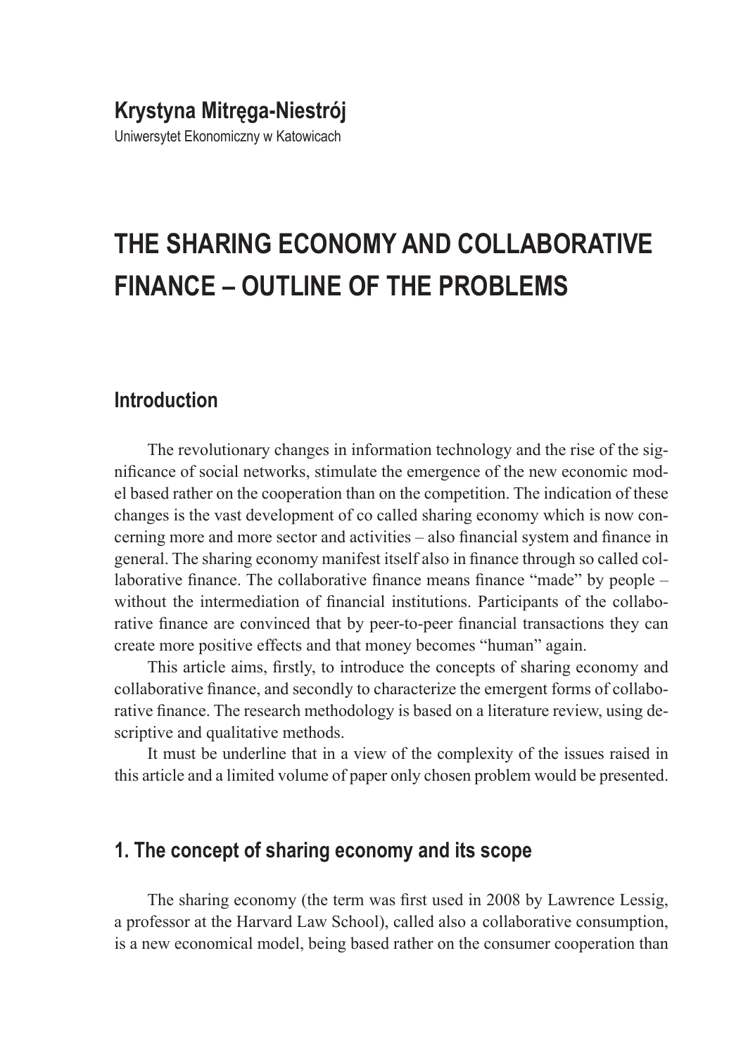**Krystyna Mitręga-Niestrój**

Uniwersytet Ekonomiczny w Katowicach

# THE SHARING ECONOMY AND COLLABORATIVE FINANCE – OUTLINE OF THE PROBLEMS

## Introduction

The revolutionary changes in information technology and the rise of the significance of social networks, stimulate the emergence of the new economic model based rather on the cooperation than on the competition. The indication of these changes is the vast development of co called sharing economy which is now concerning more and more sector and activities – also financial system and finance in general. The sharing economy manifest itself also in finance through so called collaborative finance. The collaborative finance means finance "made" by people – without the intermediation of financial institutions. Participants of the collaborative finance are convinced that by peer-to-peer financial transactions they can create more positive effects and that money becomes "human" again.

This article aims, firstly, to introduce the concepts of sharing economy and collaborative finance, and secondly to characterize the emergent forms of collaborative finance. The research methodology is based on a literature review, using descriptive and qualitative methods.

It must be underline that in a view of the complexity of the issues raised in this article and a limited volume of paper only chosen problem would be presented.

## 1. The concept of sharing economy and its scope

The sharing economy (the term was first used in 2008 by Lawrence Lessig, a professor at the Harvard Law School), called also a collaborative consumption, is a new economical model, being based rather on the consumer cooperation than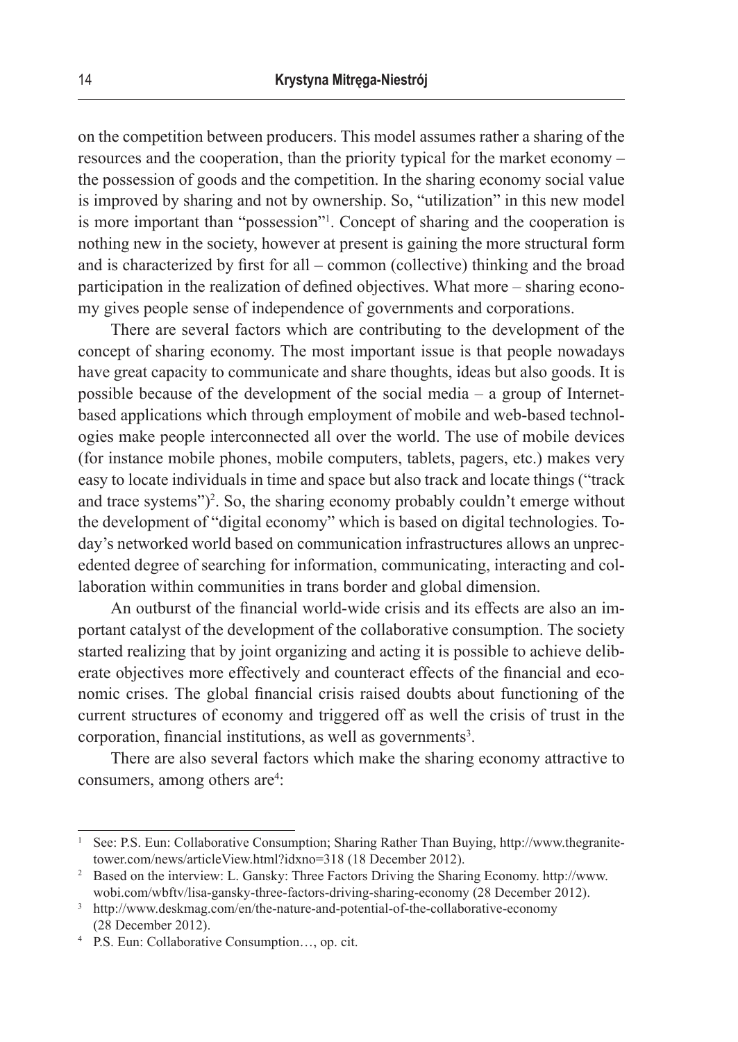on the competition between producers. This model assumes rather a sharing of the resources and the cooperation, than the priority typical for the market economy – the possession of goods and the competition. In the sharing economy social value is improved by sharing and not by ownership. So, "utilization" in this new model is more important than "possession"[1]. Concept of sharing and the cooperation is nothing new in the society, however at present is gaining the more structural form and is characterized by first for all – common (collective) thinking and the broad participation in the realization of defined objectives. What more – sharing economy gives people sense of independence of governments and corporations.

There are several factors which are contributing to the development of the concept of sharing economy. The most important issue is that people nowadays have great capacity to communicate and share thoughts, ideas but also goods. It is possible because of the development of the social media – a group of Internet-based applications which through employment of mobile and web-based technologies make people interconnected all over the world. The use of mobile devices (for instance mobile phones, mobile computers, tablets, pagers, etc.) makes very easy to locate individuals in time and space but also track and locate things ("track and trace systems")[2]. So, the sharing economy probably couldn't emerge without the development of "digital economy" which is based on digital technologies. Today's networked world based on communication infrastructures allows an unprecedented degree of searching for information, communicating, interacting and collaboration within communities in trans border and global dimension.

An outburst of the financial world-wide crisis and its effects are also an important catalyst of the development of the collaborative consumption. The society started realizing that by joint organizing and acting it is possible to achieve deliberate objectives more effectively and counteract effects of the financial and economic crises. The global financial crisis raised doubts about functioning of the current structures of economy and triggered off as well the crisis of trust in the corporation, financial institutions, as well as governments[3].

There are also several factors which make the sharing economy attractive to consumers, among others are[4]:

---

[1] See: P.S. Eun: Collaborative Consumption; Sharing Rather Than Buying, http://www.thegranitetower.com/news/articleView.html?idxno=318 (18 December 2012).

[2] Based on the interview: L. Gansky: Three Factors Driving the Sharing Economy. http://www.wobi.com/wbftv/lisa-gansky-three-factors-driving-sharing-economy (28 December 2012).

[3] http://www.deskmag.com/en/the-nature-and-potential-of-the-collaborative-economy (28 December 2012).

[4] P.S. Eun: Collaborative Consumption…, op. cit.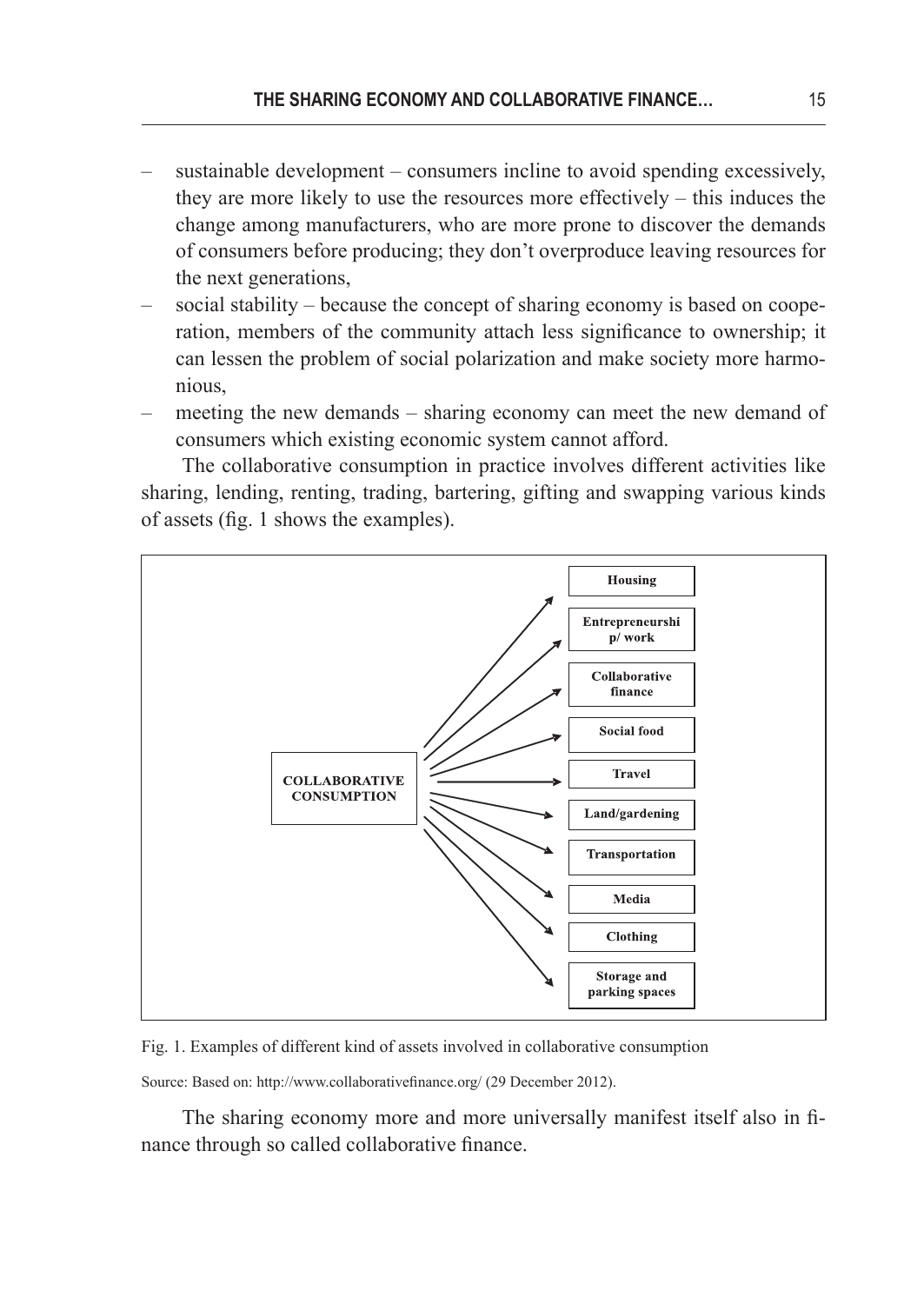- sustainable development – consumers incline to avoid spending excessively, they are more likely to use the resources more effectively – this induces the change among manufacturers, who are more prone to discover the demands of consumers before producing; they don't overproduce leaving resources for the next generations,
- social stability – because the concept of sharing economy is based on cooperation, members of the community attach less significance to ownership; it can lessen the problem of social polarization and make society more harmonious,
- meeting the new demands – sharing economy can meet the new demand of consumers which existing economic system cannot afford.

The collaborative consumption in practice involves different activities like sharing, lending, renting, trading, bartering, gifting and swapping various kinds of assets (fig. 1 shows the examples).

**COLLABORATIVE CONSUMPTION**

- Housing
- Entrepreneurship/ work
- Collaborative finance
- Social food
- Travel
- Land/gardening
- Transportation
- Media
- Clothing
- Storage and parking spaces

Fig. 1. Examples of different kind of assets involved in collaborative consumption

Source: Based on: http://www.collaborativefinance.org/ (29 December 2012).

The sharing economy more and more universally manifest itself also in finance through so called collaborative finance.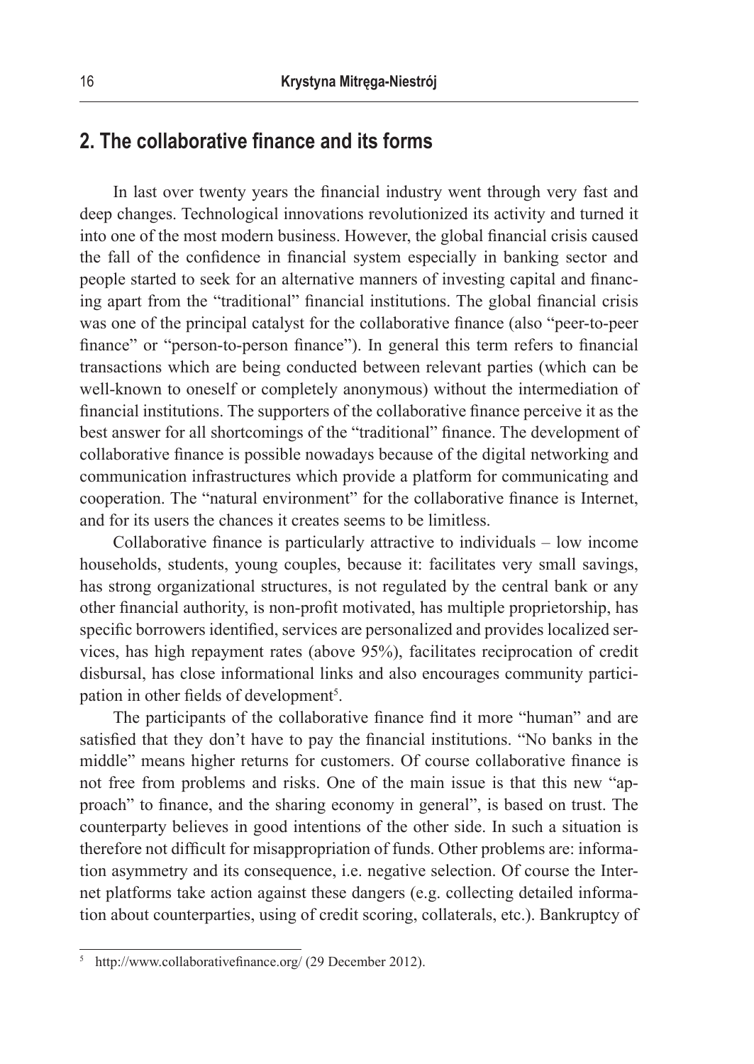## 2. The collaborative finance and its forms

In last over twenty years the financial industry went through very fast and deep changes. Technological innovations revolutionized its activity and turned it into one of the most modern business. However, the global financial crisis caused the fall of the confidence in financial system especially in banking sector and people started to seek for an alternative manners of investing capital and financing apart from the "traditional" financial institutions. The global financial crisis was one of the principal catalyst for the collaborative finance (also "peer-to-peer finance" or "person-to-person finance"). In general this term refers to financial transactions which are being conducted between relevant parties (which can be well-known to oneself or completely anonymous) without the intermediation of financial institutions. The supporters of the collaborative finance perceive it as the best answer for all shortcomings of the "traditional" finance. The development of collaborative finance is possible nowadays because of the digital networking and communication infrastructures which provide a platform for communicating and cooperation. The "natural environment" for the collaborative finance is Internet, and for its users the chances it creates seems to be limitless.

Collaborative finance is particularly attractive to individuals – low income households, students, young couples, because it: facilitates very small savings, has strong organizational structures, is not regulated by the central bank or any other financial authority, is non-profit motivated, has multiple proprietorship, has specific borrowers identified, services are personalized and provides localized services, has high repayment rates (above 95%), facilitates reciprocation of credit disbursal, has close informational links and also encourages community participation in other fields of development[5].

The participants of the collaborative finance find it more "human" and are satisfied that they don't have to pay the financial institutions. "No banks in the middle" means higher returns for customers. Of course collaborative finance is not free from problems and risks. One of the main issue is that this new "approach" to finance, and the sharing economy in general", is based on trust. The counterparty believes in good intentions of the other side. In such a situation is therefore not difficult for misappropriation of funds. Other problems are: information asymmetry and its consequence, i.e. negative selection. Of course the Internet platforms take action against these dangers (e.g. collecting detailed information about counterparties, using of credit scoring, collaterals, etc.). Bankruptcy of

[5] http://www.collaborativefinance.org/ (29 December 2012).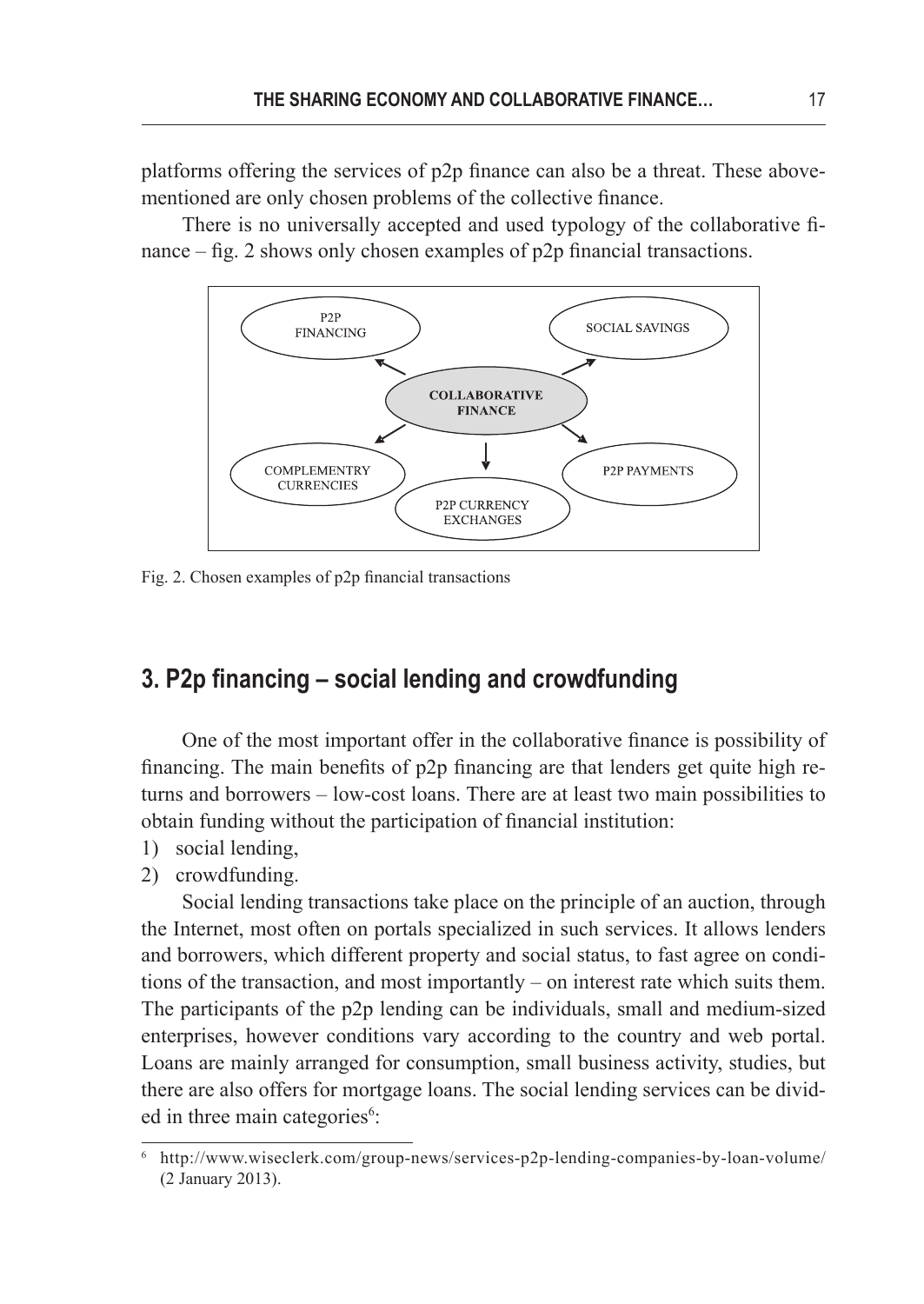platforms offering the services of p2p finance can also be a threat. These above-mentioned are only chosen problems of the collective finance.

There is no universally accepted and used typology of the collaborative finance – fig. 2 shows only chosen examples of p2p financial transactions.

Fig. 2. Chosen examples of p2p financial transactions

## 3. P2p financing – social lending and crowdfunding

One of the most important offer in the collaborative finance is possibility of financing. The main benefits of p2p financing are that lenders get quite high returns and borrowers – low-cost loans. There are at least two main possibilities to obtain funding without the participation of financial institution:

1) social lending,
2) crowdfunding.

Social lending transactions take place on the principle of an auction, through the Internet, most often on portals specialized in such services. It allows lenders and borrowers, which different property and social status, to fast agree on conditions of the transaction, and most importantly – on interest rate which suits them. The participants of the p2p lending can be individuals, small and medium-sized enterprises, however conditions vary according to the country and web portal. Loans are mainly arranged for consumption, small business activity, studies, but there are also offers for mortgage loans. The social lending services can be divided in three main categories[6]:

[6] http://www.wiseclerk.com/group-news/services-p2p-lending-companies-by-loan-volume/ (2 January 2013).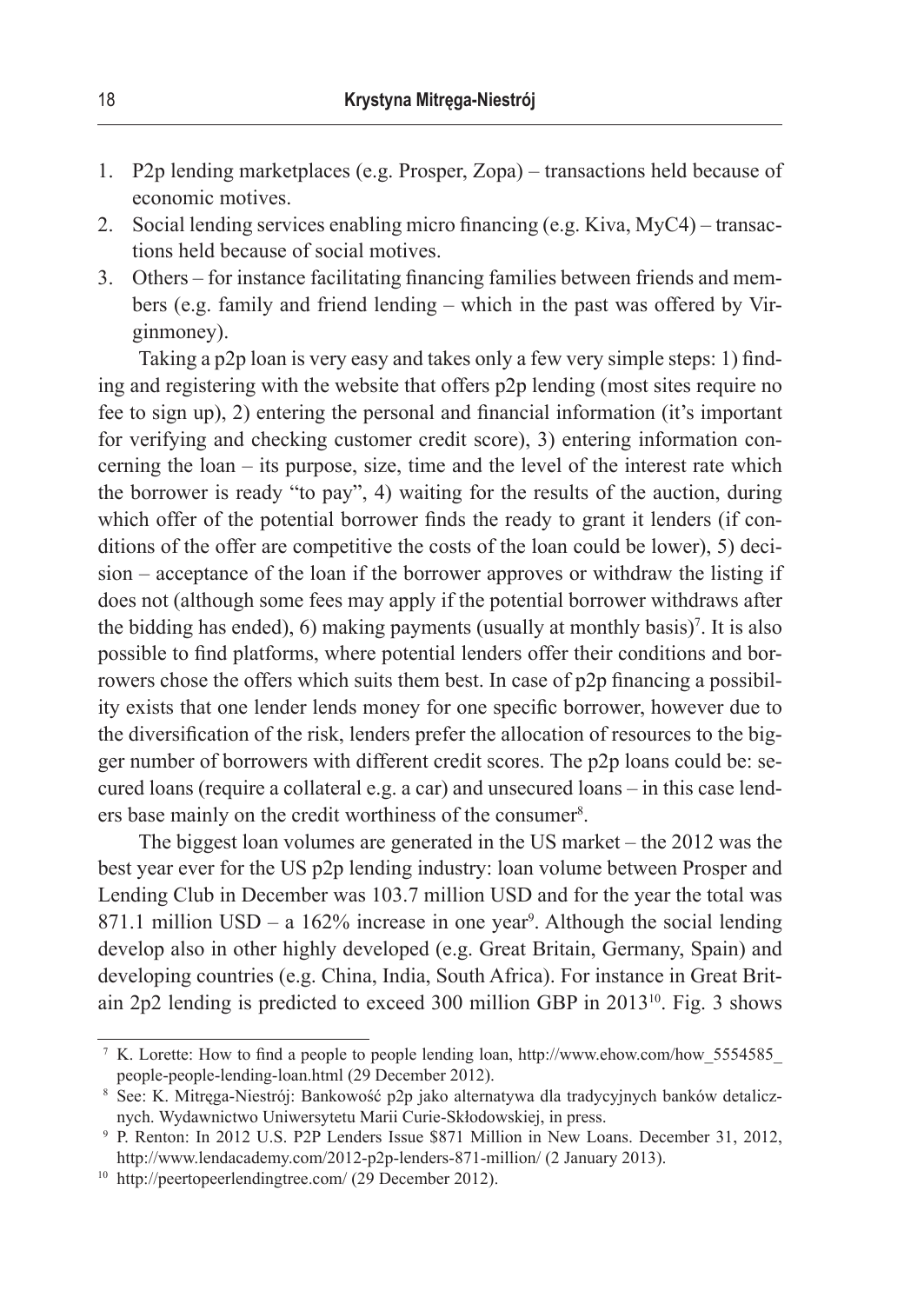1. P2p lending marketplaces (e.g. Prosper, Zopa) – transactions held because of economic motives.
2. Social lending services enabling micro financing (e.g. Kiva, MyC4) – transactions held because of social motives.
3. Others – for instance facilitating financing families between friends and members (e.g. family and friend lending – which in the past was offered by Virginmoney).

Taking a p2p loan is very easy and takes only a few very simple steps: 1) finding and registering with the website that offers p2p lending (most sites require no fee to sign up), 2) entering the personal and financial information (it's important for verifying and checking customer credit score), 3) entering information concerning the loan – its purpose, size, time and the level of the interest rate which the borrower is ready "to pay", 4) waiting for the results of the auction, during which offer of the potential borrower finds the ready to grant it lenders (if conditions of the offer are competitive the costs of the loan could be lower), 5) decision – acceptance of the loan if the borrower approves or withdraw the listing if does not (although some fees may apply if the potential borrower withdraws after the bidding has ended), 6) making payments (usually at monthly basis)[7]. It is also possible to find platforms, where potential lenders offer their conditions and borrowers chose the offers which suits them best. In case of p2p financing a possibility exists that one lender lends money for one specific borrower, however due to the diversification of the risk, lenders prefer the allocation of resources to the bigger number of borrowers with different credit scores. The p2p loans could be: secured loans (require a collateral e.g. a car) and unsecured loans – in this case lenders base mainly on the credit worthiness of the consumer[8].

The biggest loan volumes are generated in the US market – the 2012 was the best year ever for the US p2p lending industry: loan volume between Prosper and Lending Club in December was 103.7 million USD and for the year the total was 871.1 million USD – a 162% increase in one year[9]. Although the social lending develop also in other highly developed (e.g. Great Britain, Germany, Spain) and developing countries (e.g. China, India, South Africa). For instance in Great Britain 2p2 lending is predicted to exceed 300 million GBP in 2013[10]. Fig. 3 shows

---

[7] K. Lorette: How to find a people to people lending loan, http://www.ehow.com/how_5554585_people-people-lending-loan.html (29 December 2012).

[8] See: K. Mitręga-Niestrój: Bankowość p2p jako alternatywa dla tradycyjnych banków detalicznych. Wydawnictwo Uniwersytetu Marii Curie-Skłodowskiej, in press.

[9] P. Renton: In 2012 U.S. P2P Lenders Issue $871 Million in New Loans. December 31, 2012, http://www.lendacademy.com/2012-p2p-lenders-871-million/ (2 January 2013).

[10] http://peertopeerlendingtree.com/ (29 December 2012).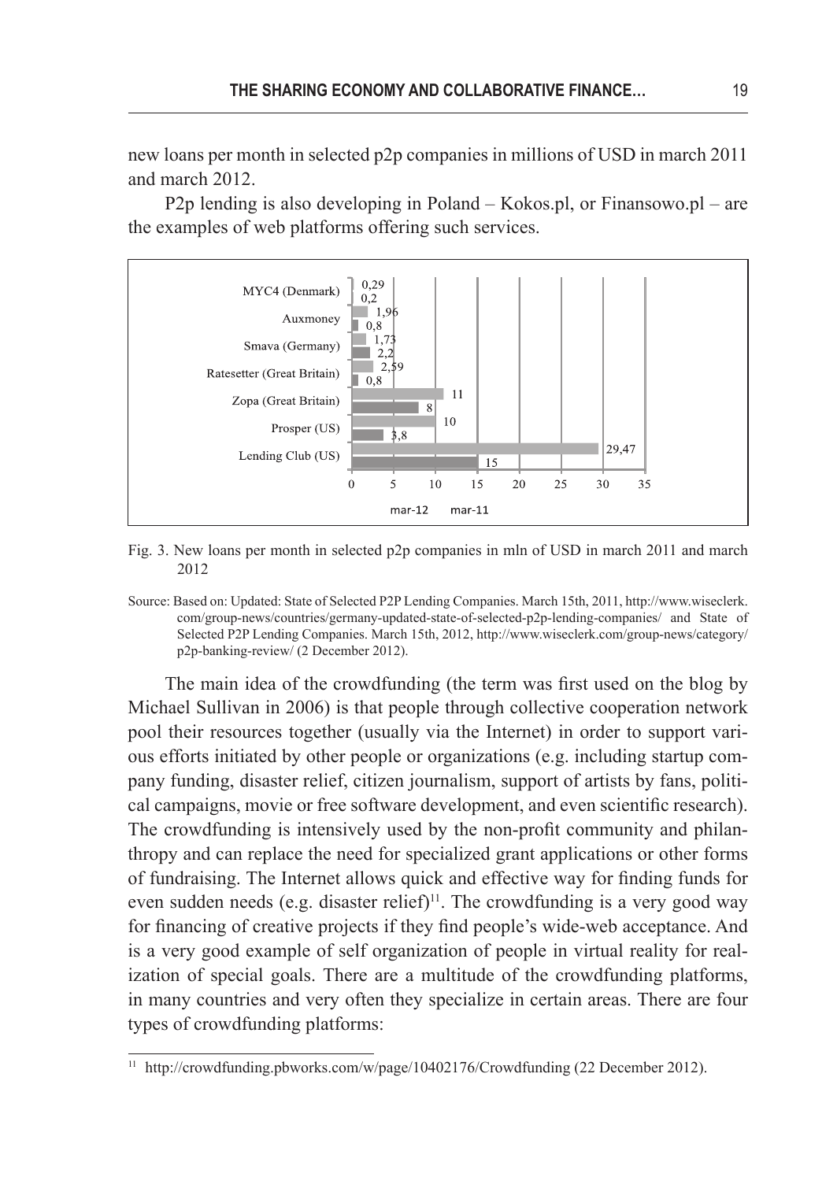new loans per month in selected p2p companies in millions of USD in march 2011 and march 2012.

P2p lending is also developing in Poland – Kokos.pl, or Finansowo.pl – are the examples of web platforms offering such services.

| Company | mar-12 | mar-11 |
| --- | --- | --- |
| MYC4 (Denmark) | 0,29 | 0,2 |
| Auxmoney | 1,96 | 0,8 |
| Smava (Germany) | 1,73 | 2,2 |
| Ratesetter (Great Britain) | 2,59 | 0,8 |
| Zopa (Great Britain) | 11 | 8 |
| Prosper (US) | 10 | 3,8 |
| Lending Club (US) | 29,47 | 15 |

Fig. 3. New loans per month in selected p2p companies in mln of USD in march 2011 and march 2012

Source: Based on: Updated: State of Selected P2P Lending Companies. March 15th, 2011, http://www.wiseclerk.com/group-news/countries/germany-updated-state-of-selected-p2p-lending-companies/ and State of Selected P2P Lending Companies. March 15th, 2012, http://www.wiseclerk.com/group-news/category/p2p-banking-review/ (2 December 2012).

The main idea of the crowdfunding (the term was first used on the blog by Michael Sullivan in 2006) is that people through collective cooperation network pool their resources together (usually via the Internet) in order to support various efforts initiated by other people or organizations (e.g. including startup company funding, disaster relief, citizen journalism, support of artists by fans, political campaigns, movie or free software development, and even scientific research). The crowdfunding is intensively used by the non-profit community and philanthropy and can replace the need for specialized grant applications or other forms of fundraising. The Internet allows quick and effective way for finding funds for even sudden needs (e.g. disaster relief)[11]. The crowdfunding is a very good way for financing of creative projects if they find people's wide-web acceptance. And is a very good example of self organization of people in virtual reality for realization of special goals. There are a multitude of the crowdfunding platforms, in many countries and very often they specialize in certain areas. There are four types of crowdfunding platforms:

[11] http://crowdfunding.pbworks.com/w/page/10402176/Crowdfunding (22 December 2012).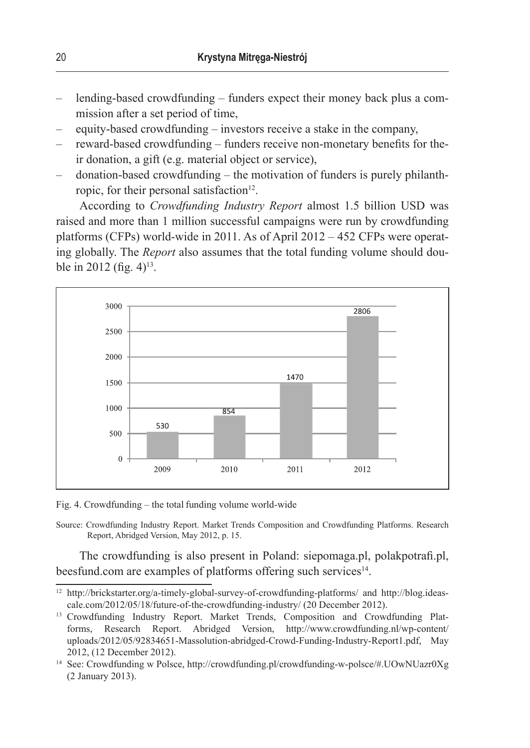- lending-based crowdfunding – funders expect their money back plus a commission after a set period of time,
- equity-based crowdfunding – investors receive a stake in the company,
- reward-based crowdfunding – funders receive non-monetary benefits for their donation, a gift (e.g. material object or service),
- donation-based crowdfunding – the motivation of funders is purely philanthropic, for their personal satisfaction[12].

According to *Crowdfunding Industry Report* almost 1.5 billion USD was raised and more than 1 million successful campaigns were run by crowdfunding platforms (CFPs) world-wide in 2011. As of April 2012 – 452 CFPs were operating globally. The *Report* also assumes that the total funding volume should double in 2012 (fig. 4)[13].

| Year | Total funding volume |
|---|---|
| 2009 | 530 |
| 2010 | 854 |
| 2011 | 1470 |
| 2012 | 2806 |

Fig. 4. Crowdfunding – the total funding volume world-wide

Source: Crowdfunding Industry Report. Market Trends Composition and Crowdfunding Platforms. Research Report, Abridged Version, May 2012, p. 15.

The crowdfunding is also present in Poland: siepomaga.pl, polakpotrafi.pl, beesfund.com are examples of platforms offering such services[14].

---

[12] http://brickstarter.org/a-timely-global-survey-of-crowdfunding-platforms/ and http://blog.ideascale.com/2012/05/18/future-of-the-crowdfunding-industry/ (20 December 2012).

[13] Crowdfunding Industry Report. Market Trends, Composition and Crowdfunding Platforms, Research Report. Abridged Version, http://www.crowdfunding.nl/wp-content/uploads/2012/05/92834651-Massolution-abridged-Crowd-Funding-Industry-Report1.pdf, May 2012, (12 December 2012).

[14] See: Crowdfunding w Polsce, http://crowdfunding.pl/crowdfunding-w-polsce/#.UOwNUazr0Xg (2 January 2013).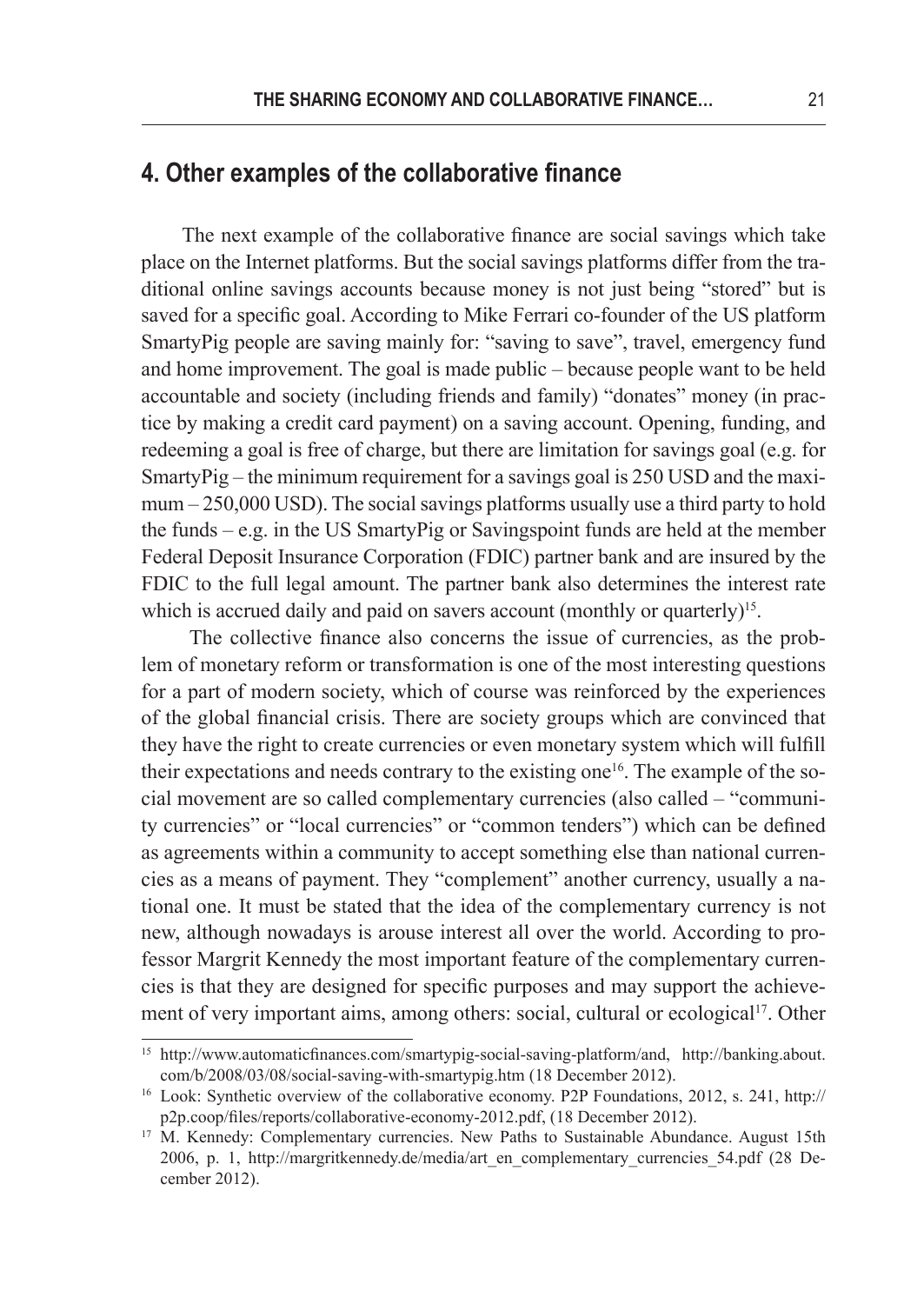## 4. Other examples of the collaborative finance

The next example of the collaborative finance are social savings which take place on the Internet platforms. But the social savings platforms differ from the traditional online savings accounts because money is not just being "stored" but is saved for a specific goal. According to Mike Ferrari co-founder of the US platform SmartyPig people are saving mainly for: "saving to save", travel, emergency fund and home improvement. The goal is made public – because people want to be held accountable and society (including friends and family) "donates" money (in practice by making a credit card payment) on a saving account. Opening, funding, and redeeming a goal is free of charge, but there are limitation for savings goal (e.g. for SmartyPig – the minimum requirement for a savings goal is 250 USD and the maximum – 250,000 USD). The social savings platforms usually use a third party to hold the funds – e.g. in the US SmartyPig or Savingspoint funds are held at the member Federal Deposit Insurance Corporation (FDIC) partner bank and are insured by the FDIC to the full legal amount. The partner bank also determines the interest rate which is accrued daily and paid on savers account (monthly or quarterly)[15].

The collective finance also concerns the issue of currencies, as the problem of monetary reform or transformation is one of the most interesting questions for a part of modern society, which of course was reinforced by the experiences of the global financial crisis. There are society groups which are convinced that they have the right to create currencies or even monetary system which will fulfill their expectations and needs contrary to the existing one[16]. The example of the social movement are so called complementary currencies (also called – "community currencies" or "local currencies" or "common tenders") which can be defined as agreements within a community to accept something else than national currencies as a means of payment. They "complement" another currency, usually a national one. It must be stated that the idea of the complementary currency is not new, although nowadays is arouse interest all over the world. According to professor Margrit Kennedy the most important feature of the complementary currencies is that they are designed for specific purposes and may support the achievement of very important aims, among others: social, cultural or ecological[17]. Other

---

[15] http://www.automaticfinances.com/smartypig-social-saving-platform/and, http://banking.about.com/b/2008/03/08/social-saving-with-smartypig.htm (18 December 2012).

[16] Look: Synthetic overview of the collaborative economy. P2P Foundations, 2012, s. 241, http://p2p.coop/files/reports/collaborative-economy-2012.pdf, (18 December 2012).

[17] M. Kennedy: Complementary currencies. New Paths to Sustainable Abundance. August 15th 2006, p. 1, http://margritkennedy.de/media/art_en_complementary_currencies_54.pdf (28 December 2012).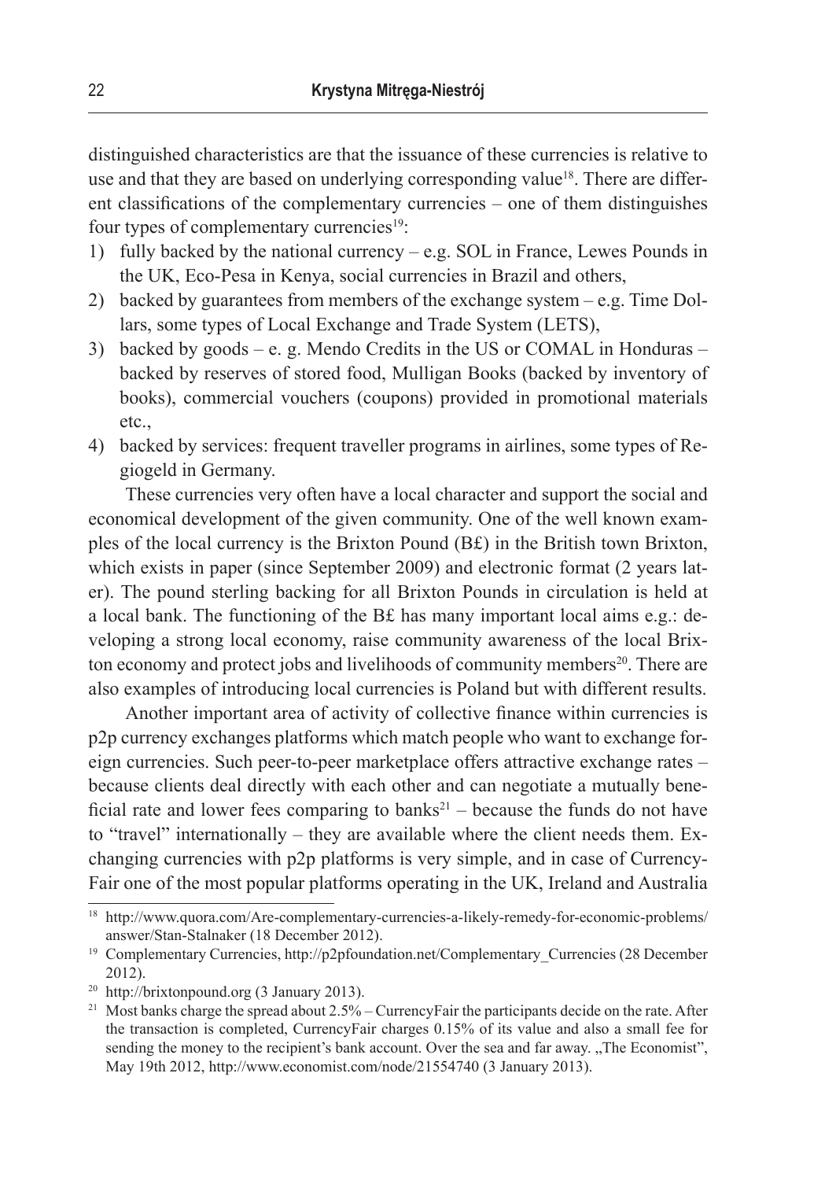distinguished characteristics are that the issuance of these currencies is relative to use and that they are based on underlying corresponding value[18]. There are different classifications of the complementary currencies – one of them distinguishes four types of complementary currencies[19]:

1) fully backed by the national currency – e.g. SOL in France, Lewes Pounds in the UK, Eco-Pesa in Kenya, social currencies in Brazil and others,
2) backed by guarantees from members of the exchange system – e.g. Time Dollars, some types of Local Exchange and Trade System (LETS),
3) backed by goods – e. g. Mendo Credits in the US or COMAL in Honduras – backed by reserves of stored food, Mulligan Books (backed by inventory of books), commercial vouchers (coupons) provided in promotional materials etc.,
4) backed by services: frequent traveller programs in airlines, some types of Regiogeld in Germany.

These currencies very often have a local character and support the social and economical development of the given community. One of the well known examples of the local currency is the Brixton Pound (B£) in the British town Brixton, which exists in paper (since September 2009) and electronic format (2 years later). The pound sterling backing for all Brixton Pounds in circulation is held at a local bank. The functioning of the B£ has many important local aims e.g.: developing a strong local economy, raise community awareness of the local Brixton economy and protect jobs and livelihoods of community members[20]. There are also examples of introducing local currencies is Poland but with different results.

Another important area of activity of collective finance within currencies is p2p currency exchanges platforms which match people who want to exchange foreign currencies. Such peer-to-peer marketplace offers attractive exchange rates – because clients deal directly with each other and can negotiate a mutually beneficial rate and lower fees comparing to banks[21] – because the funds do not have to "travel" internationally – they are available where the client needs them. Exchanging currencies with p2p platforms is very simple, and in case of CurrencyFair one of the most popular platforms operating in the UK, Ireland and Australia

---

[18] http://www.quora.com/Are-complementary-currencies-a-likely-remedy-for-economic-problems/answer/Stan-Stalnaker (18 December 2012).

[19] Complementary Currencies, http://p2pfoundation.net/Complementary_Currencies (28 December 2012).

[20] http://brixtonpound.org (3 January 2013).

[21] Most banks charge the spread about 2.5% – CurrencyFair the participants decide on the rate. After the transaction is completed, CurrencyFair charges 0.15% of its value and also a small fee for sending the money to the recipient's bank account. Over the sea and far away. „The Economist", May 19th 2012, http://www.economist.com/node/21554740 (3 January 2013).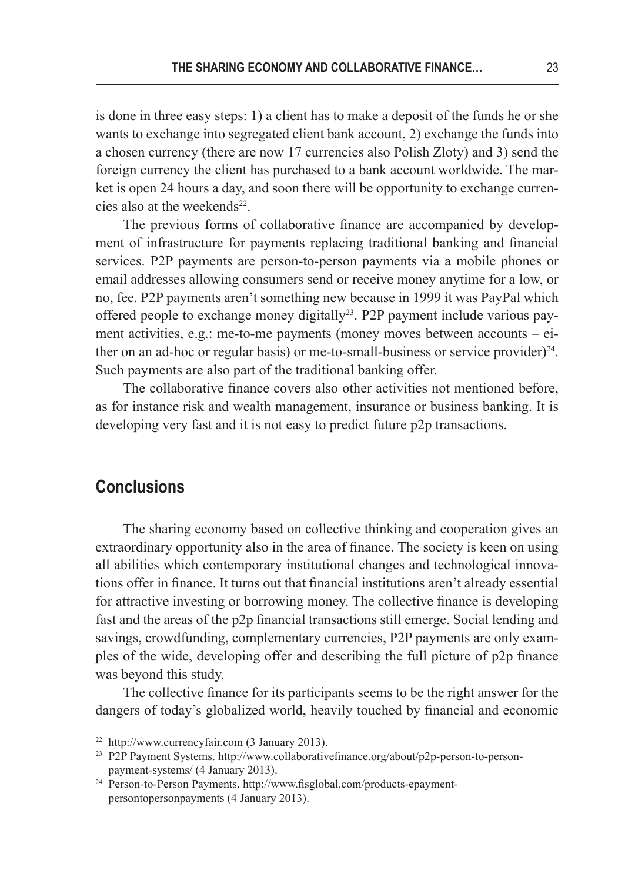is done in three easy steps: 1) a client has to make a deposit of the funds he or she wants to exchange into segregated client bank account, 2) exchange the funds into a chosen currency (there are now 17 currencies also Polish Zloty) and 3) send the foreign currency the client has purchased to a bank account worldwide. The market is open 24 hours a day, and soon there will be opportunity to exchange currencies also at the weekends[22].

The previous forms of collaborative finance are accompanied by development of infrastructure for payments replacing traditional banking and financial services. P2P payments are person-to-person payments via a mobile phones or email addresses allowing consumers send or receive money anytime for a low, or no, fee. P2P payments aren't something new because in 1999 it was PayPal which offered people to exchange money digitally[23]. P2P payment include various payment activities, e.g.: me-to-me payments (money moves between accounts – either on an ad-hoc or regular basis) or me-to-small-business or service provider)[24]. Such payments are also part of the traditional banking offer.

The collaborative finance covers also other activities not mentioned before, as for instance risk and wealth management, insurance or business banking. It is developing very fast and it is not easy to predict future p2p transactions.

## Conclusions

The sharing economy based on collective thinking and cooperation gives an extraordinary opportunity also in the area of finance. The society is keen on using all abilities which contemporary institutional changes and technological innovations offer in finance. It turns out that financial institutions aren't already essential for attractive investing or borrowing money. The collective finance is developing fast and the areas of the p2p financial transactions still emerge. Social lending and savings, crowdfunding, complementary currencies, P2P payments are only examples of the wide, developing offer and describing the full picture of p2p finance was beyond this study.

The collective finance for its participants seems to be the right answer for the dangers of today's globalized world, heavily touched by financial and economic

---

[22] http://www.currencyfair.com (3 January 2013).

[23] P2P Payment Systems. http://www.collaborativefinance.org/about/p2p-person-to-person-payment-systems/ (4 January 2013).

[24] Person-to-Person Payments. http://www.fisglobal.com/products-epayment-persontopersonpayments (4 January 2013).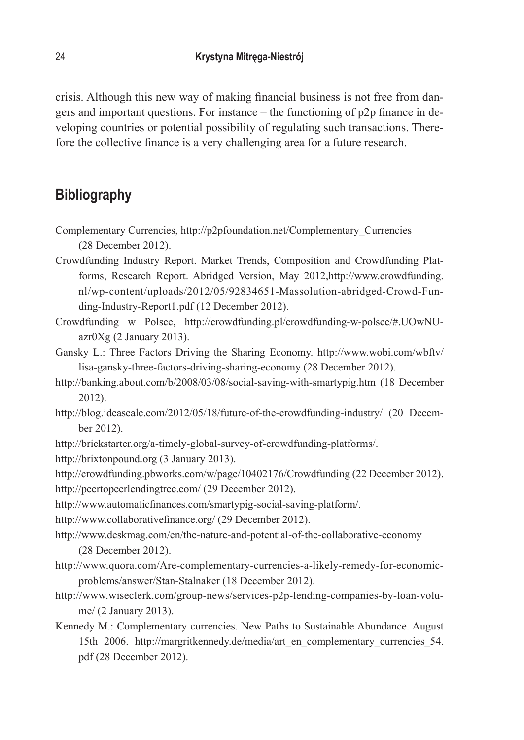crisis. Although this new way of making financial business is not free from dangers and important questions. For instance – the functioning of p2p finance in developing countries or potential possibility of regulating such transactions. Therefore the collective finance is a very challenging area for a future research.

## Bibliography

Complementary Currencies, http://p2pfoundation.net/Complementary_Currencies (28 December 2012).

Crowdfunding Industry Report. Market Trends, Composition and Crowdfunding Platforms, Research Report. Abridged Version, May 2012,http://www.crowdfunding.nl/wp-content/uploads/2012/05/92834651-Massolution-abridged-Crowd-Funding-Industry-Report1.pdf (12 December 2012).

Crowdfunding w Polsce, http://crowdfunding.pl/crowdfunding-w-polsce/#.UOwNU-azr0Xg (2 January 2013).

Gansky L.: Three Factors Driving the Sharing Economy. http://www.wobi.com/wbftv/lisa-gansky-three-factors-driving-sharing-economy (28 December 2012).

http://banking.about.com/b/2008/03/08/social-saving-with-smartypig.htm (18 December 2012).

http://blog.ideascale.com/2012/05/18/future-of-the-crowdfunding-industry/ (20 December 2012).

http://brickstarter.org/a-timely-global-survey-of-crowdfunding-platforms/.

http://brixtonpound.org (3 January 2013).

http://crowdfunding.pbworks.com/w/page/10402176/Crowdfunding (22 December 2012).

http://peertopeerlendingtree.com/ (29 December 2012).

http://www.automaticfinances.com/smartypig-social-saving-platform/.

http://www.collaborativefinance.org/ (29 December 2012).

http://www.deskmag.com/en/the-nature-and-potential-of-the-collaborative-economy (28 December 2012).

http://www.quora.com/Are-complementary-currencies-a-likely-remedy-for-economic-problems/answer/Stan-Stalnaker (18 December 2012).

http://www.wiseclerk.com/group-news/services-p2p-lending-companies-by-loan-volume/ (2 January 2013).

Kennedy M.: Complementary currencies. New Paths to Sustainable Abundance. August 15th 2006. http://margritkennedy.de/media/art_en_complementary_currencies_54.pdf (28 December 2012).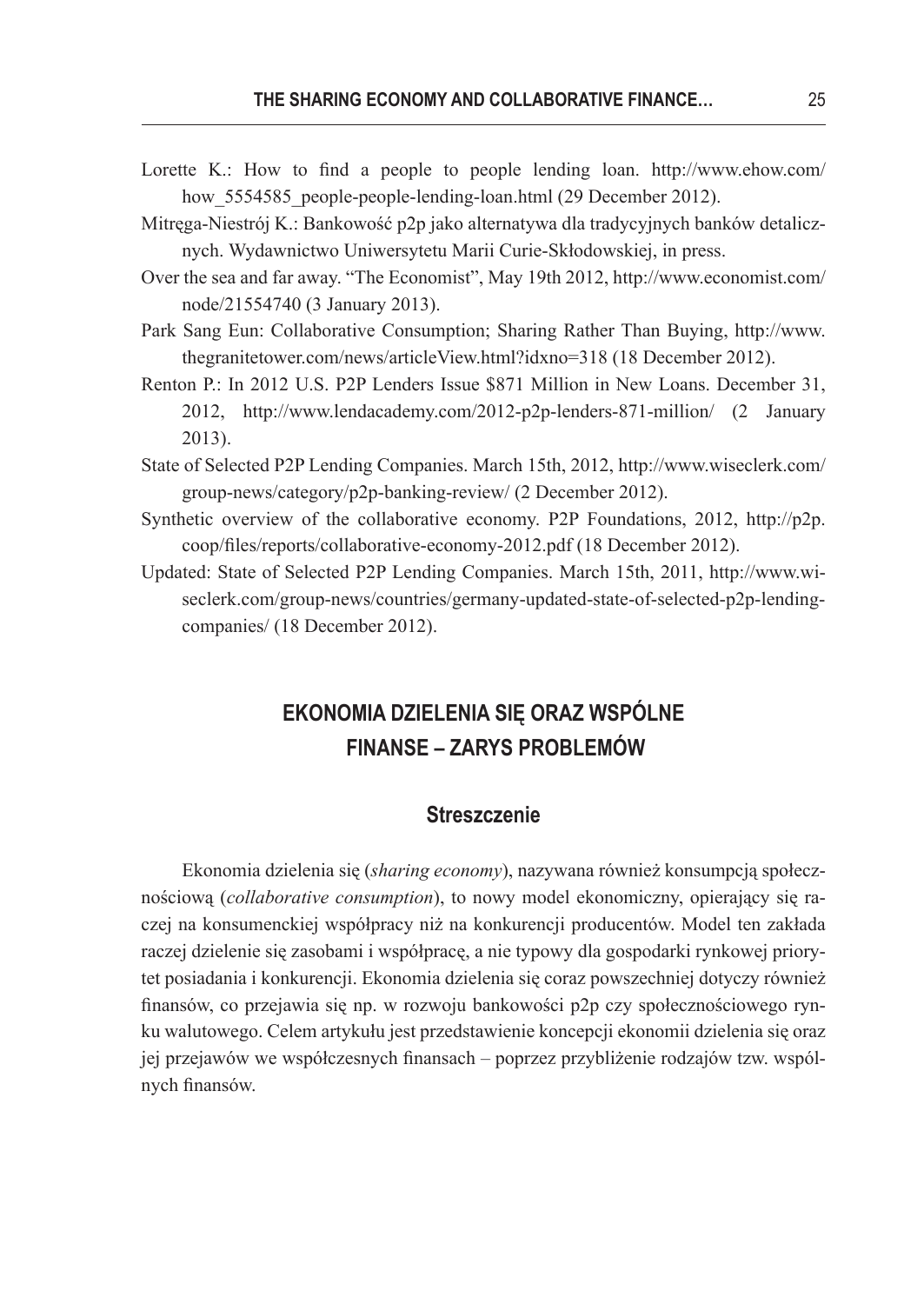Lorette K.: How to find a people to people lending loan. http://www.ehow.com/how_5554585_people-people-lending-loan.html (29 December 2012).

Mitręga-Niestrój K.: Bankowość p2p jako alternatywa dla tradycyjnych banków detalicznych. Wydawnictwo Uniwersytetu Marii Curie-Skłodowskiej, in press.

Over the sea and far away. "The Economist", May 19th 2012, http://www.economist.com/node/21554740 (3 January 2013).

Park Sang Eun: Collaborative Consumption; Sharing Rather Than Buying, http://www.thegranitetower.com/news/articleView.html?idxno=318 (18 December 2012).

Renton P.: In 2012 U.S. P2P Lenders Issue $871 Million in New Loans. December 31, 2012, http://www.lendacademy.com/2012-p2p-lenders-871-million/ (2 January 2013).

State of Selected P2P Lending Companies. March 15th, 2012, http://www.wiseclerk.com/group-news/category/p2p-banking-review/ (2 December 2012).

Synthetic overview of the collaborative economy. P2P Foundations, 2012, http://p2p.coop/files/reports/collaborative-economy-2012.pdf (18 December 2012).

Updated: State of Selected P2P Lending Companies. March 15th, 2011, http://www.wiseclerk.com/group-news/countries/germany-updated-state-of-selected-p2p-lending-companies/ (18 December 2012).

## EKONOMIA DZIELENIA SIĘ ORAZ WSPÓLNE FINANSE – ZARYS PROBLEMÓW

### Streszczenie

Ekonomia dzielenia się (*sharing economy*), nazywana również konsumpcją społecznościową (*collaborative consumption*), to nowy model ekonomiczny, opierający się raczej na konsumenckiej współpracy niż na konkurencji producentów. Model ten zakłada raczej dzielenie się zasobami i współpracę, a nie typowy dla gospodarki rynkowej priorytet posiadania i konkurencji. Ekonomia dzielenia się coraz powszechniej dotyczy również finansów, co przejawia się np. w rozwoju bankowości p2p czy społecznościowego rynku walutowego. Celem artykułu jest przedstawienie koncepcji ekonomii dzielenia się oraz jej przejawów we współczesnych finansach – poprzez przybliżenie rodzajów tzw. wspólnych finansów.